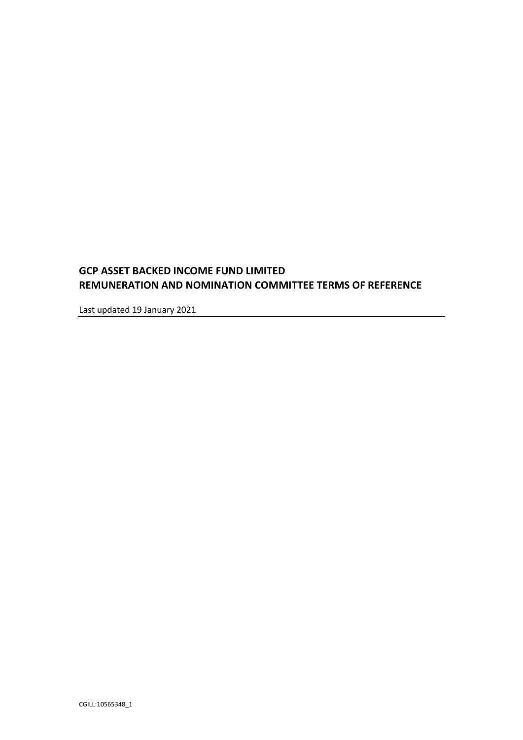**GCP ASSET BACKED INCOME FUND LIMITED**
**REMUNERATION AND NOMINATION COMMITTEE TERMS OF REFERENCE**

Last updated 19 January 2021

CGILL:10565348_1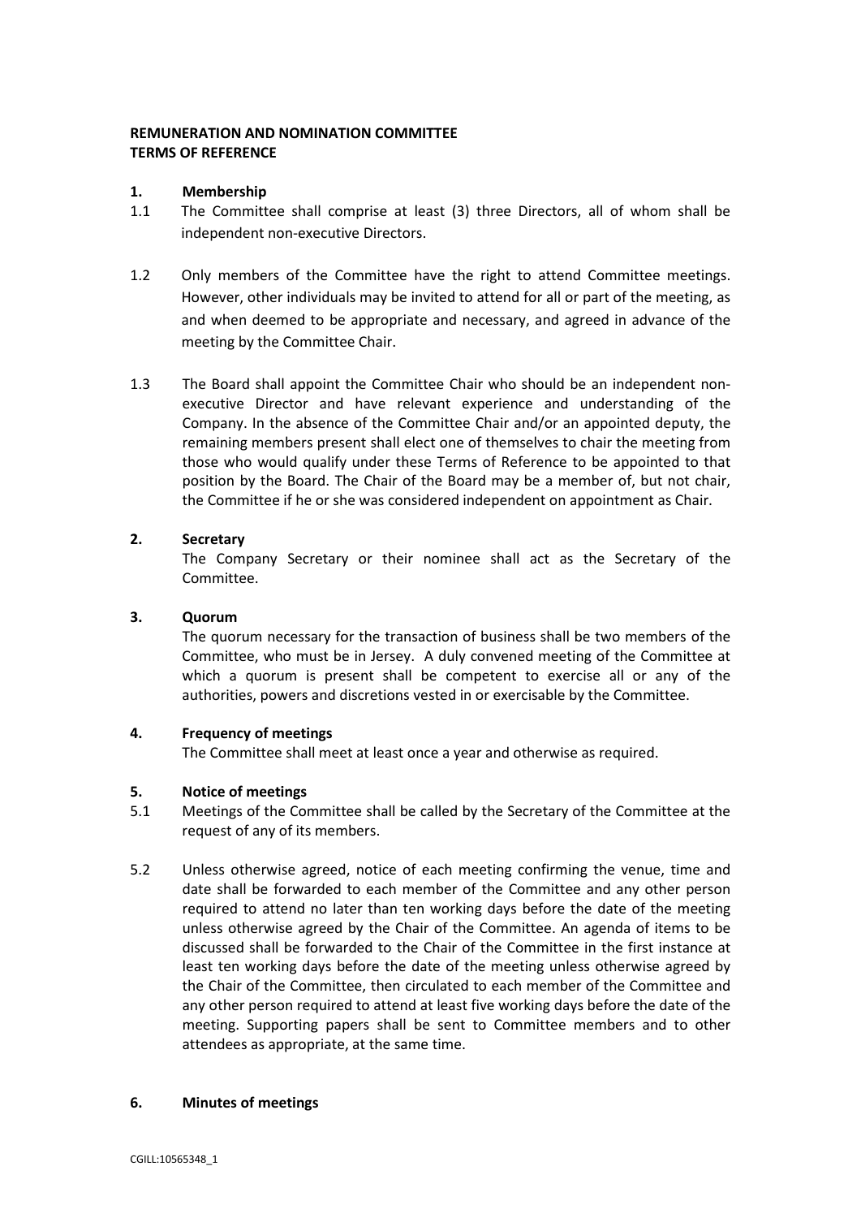**REMUNERATION AND NOMINATION COMMITTEE**
**TERMS OF REFERENCE**

**1. Membership**

1.1 The Committee shall comprise at least (3) three Directors, all of whom shall be independent non-executive Directors.

1.2 Only members of the Committee have the right to attend Committee meetings. However, other individuals may be invited to attend for all or part of the meeting, as and when deemed to be appropriate and necessary, and agreed in advance of the meeting by the Committee Chair.

1.3 The Board shall appoint the Committee Chair who should be an independent non-executive Director and have relevant experience and understanding of the Company. In the absence of the Committee Chair and/or an appointed deputy, the remaining members present shall elect one of themselves to chair the meeting from those who would qualify under these Terms of Reference to be appointed to that position by the Board. The Chair of the Board may be a member of, but not chair, the Committee if he or she was considered independent on appointment as Chair.

**2. Secretary**

The Company Secretary or their nominee shall act as the Secretary of the Committee.

**3. Quorum**

The quorum necessary for the transaction of business shall be two members of the Committee, who must be in Jersey. A duly convened meeting of the Committee at which a quorum is present shall be competent to exercise all or any of the authorities, powers and discretions vested in or exercisable by the Committee.

**4. Frequency of meetings**

The Committee shall meet at least once a year and otherwise as required.

**5. Notice of meetings**

5.1 Meetings of the Committee shall be called by the Secretary of the Committee at the request of any of its members.

5.2 Unless otherwise agreed, notice of each meeting confirming the venue, time and date shall be forwarded to each member of the Committee and any other person required to attend no later than ten working days before the date of the meeting unless otherwise agreed by the Chair of the Committee. An agenda of items to be discussed shall be forwarded to the Chair of the Committee in the first instance at least ten working days before the date of the meeting unless otherwise agreed by the Chair of the Committee, then circulated to each member of the Committee and any other person required to attend at least five working days before the date of the meeting. Supporting papers shall be sent to Committee members and to other attendees as appropriate, at the same time.

**6. Minutes of meetings**

CGILL:10565348_1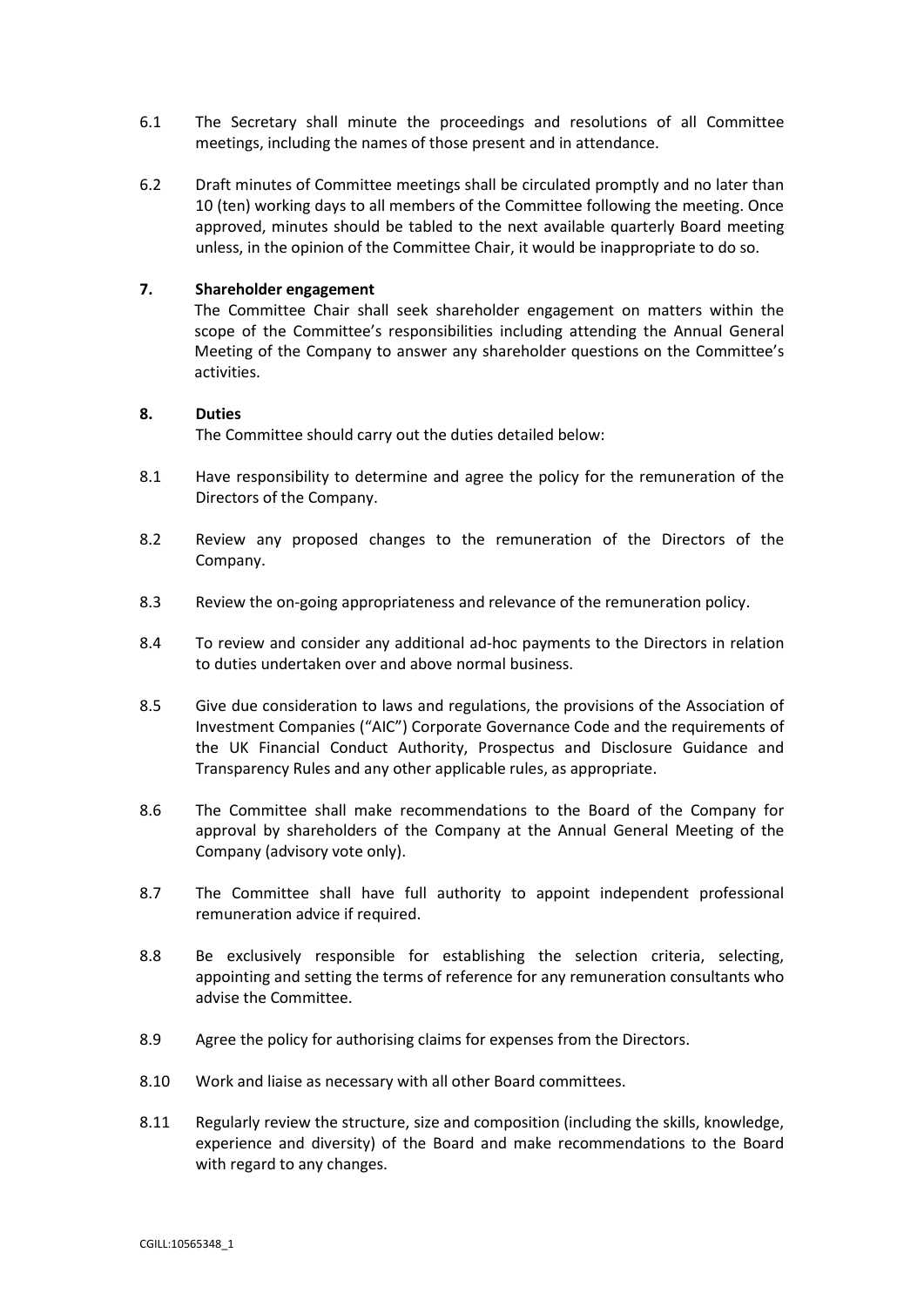6.1 The Secretary shall minute the proceedings and resolutions of all Committee meetings, including the names of those present and in attendance.

6.2 Draft minutes of Committee meetings shall be circulated promptly and no later than 10 (ten) working days to all members of the Committee following the meeting. Once approved, minutes should be tabled to the next available quarterly Board meeting unless, in the opinion of the Committee Chair, it would be inappropriate to do so.

**7. Shareholder engagement**

The Committee Chair shall seek shareholder engagement on matters within the scope of the Committee's responsibilities including attending the Annual General Meeting of the Company to answer any shareholder questions on the Committee's activities.

**8. Duties**

The Committee should carry out the duties detailed below:

8.1 Have responsibility to determine and agree the policy for the remuneration of the Directors of the Company.

8.2 Review any proposed changes to the remuneration of the Directors of the Company.

8.3 Review the on-going appropriateness and relevance of the remuneration policy.

8.4 To review and consider any additional ad-hoc payments to the Directors in relation to duties undertaken over and above normal business.

8.5 Give due consideration to laws and regulations, the provisions of the Association of Investment Companies ("AIC") Corporate Governance Code and the requirements of the UK Financial Conduct Authority, Prospectus and Disclosure Guidance and Transparency Rules and any other applicable rules, as appropriate.

8.6 The Committee shall make recommendations to the Board of the Company for approval by shareholders of the Company at the Annual General Meeting of the Company (advisory vote only).

8.7 The Committee shall have full authority to appoint independent professional remuneration advice if required.

8.8 Be exclusively responsible for establishing the selection criteria, selecting, appointing and setting the terms of reference for any remuneration consultants who advise the Committee.

8.9 Agree the policy for authorising claims for expenses from the Directors.

8.10 Work and liaise as necessary with all other Board committees.

8.11 Regularly review the structure, size and composition (including the skills, knowledge, experience and diversity) of the Board and make recommendations to the Board with regard to any changes.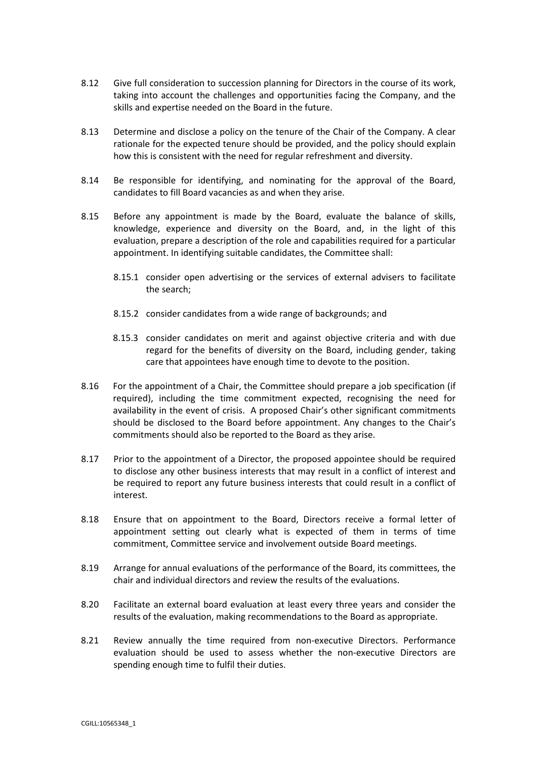8.12 Give full consideration to succession planning for Directors in the course of its work, taking into account the challenges and opportunities facing the Company, and the skills and expertise needed on the Board in the future.

8.13 Determine and disclose a policy on the tenure of the Chair of the Company. A clear rationale for the expected tenure should be provided, and the policy should explain how this is consistent with the need for regular refreshment and diversity.

8.14 Be responsible for identifying, and nominating for the approval of the Board, candidates to fill Board vacancies as and when they arise.

8.15 Before any appointment is made by the Board, evaluate the balance of skills, knowledge, experience and diversity on the Board, and, in the light of this evaluation, prepare a description of the role and capabilities required for a particular appointment. In identifying suitable candidates, the Committee shall:

- 8.15.1 consider open advertising or the services of external advisers to facilitate the search;
- 8.15.2 consider candidates from a wide range of backgrounds; and
- 8.15.3 consider candidates on merit and against objective criteria and with due regard for the benefits of diversity on the Board, including gender, taking care that appointees have enough time to devote to the position.

8.16 For the appointment of a Chair, the Committee should prepare a job specification (if required), including the time commitment expected, recognising the need for availability in the event of crisis. A proposed Chair's other significant commitments should be disclosed to the Board before appointment. Any changes to the Chair's commitments should also be reported to the Board as they arise.

8.17 Prior to the appointment of a Director, the proposed appointee should be required to disclose any other business interests that may result in a conflict of interest and be required to report any future business interests that could result in a conflict of interest.

8.18 Ensure that on appointment to the Board, Directors receive a formal letter of appointment setting out clearly what is expected of them in terms of time commitment, Committee service and involvement outside Board meetings.

8.19 Arrange for annual evaluations of the performance of the Board, its committees, the chair and individual directors and review the results of the evaluations.

8.20 Facilitate an external board evaluation at least every three years and consider the results of the evaluation, making recommendations to the Board as appropriate.

8.21 Review annually the time required from non-executive Directors. Performance evaluation should be used to assess whether the non-executive Directors are spending enough time to fulfil their duties.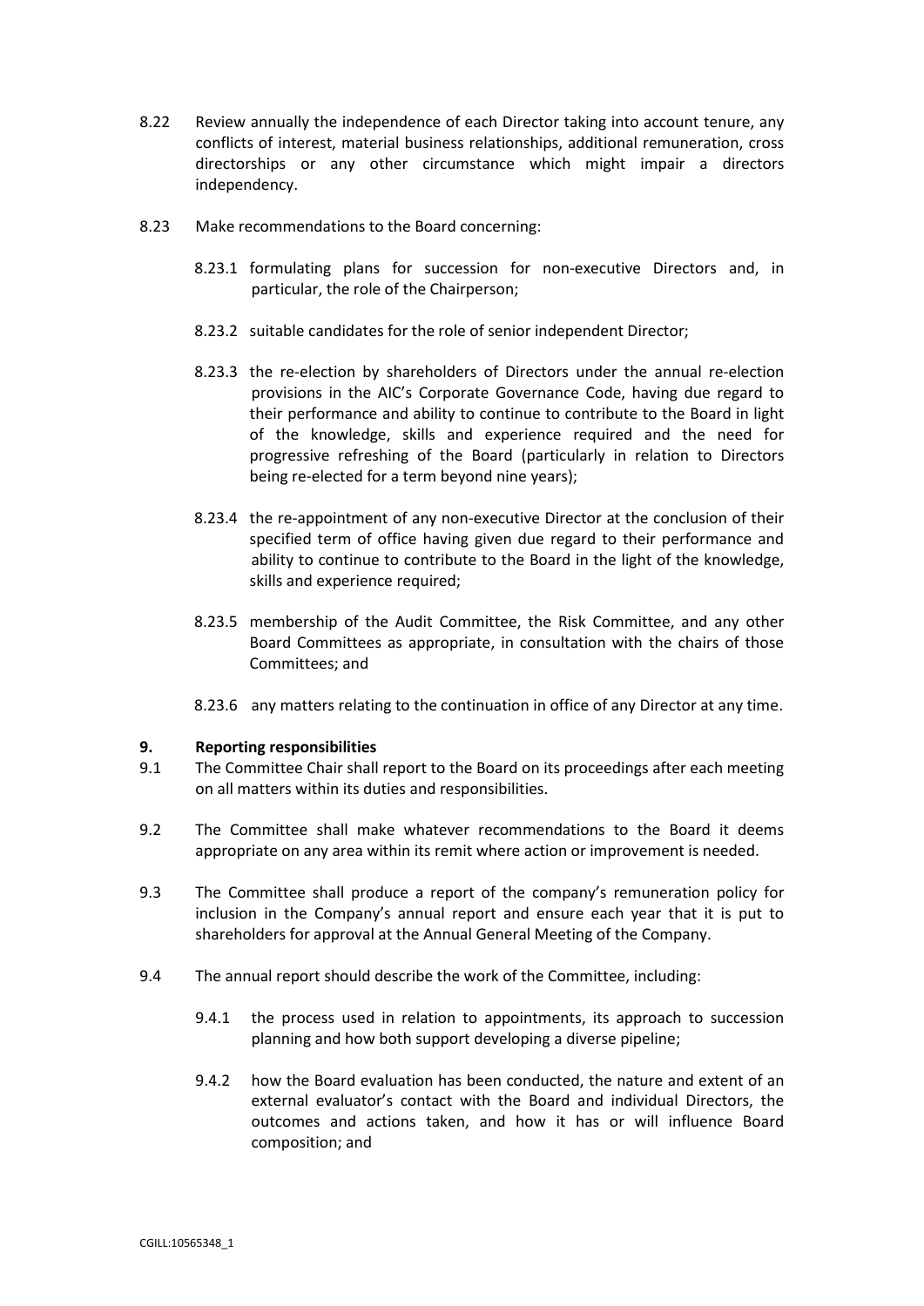8.22 Review annually the independence of each Director taking into account tenure, any conflicts of interest, material business relationships, additional remuneration, cross directorships or any other circumstance which might impair a directors independency.

8.23 Make recommendations to the Board concerning:

8.23.1 formulating plans for succession for non-executive Directors and, in particular, the role of the Chairperson;

8.23.2 suitable candidates for the role of senior independent Director;

8.23.3 the re-election by shareholders of Directors under the annual re-election provisions in the AIC's Corporate Governance Code, having due regard to their performance and ability to continue to contribute to the Board in light of the knowledge, skills and experience required and the need for progressive refreshing of the Board (particularly in relation to Directors being re-elected for a term beyond nine years);

8.23.4 the re-appointment of any non-executive Director at the conclusion of their specified term of office having given due regard to their performance and ability to continue to contribute to the Board in the light of the knowledge, skills and experience required;

8.23.5 membership of the Audit Committee, the Risk Committee, and any other Board Committees as appropriate, in consultation with the chairs of those Committees; and

8.23.6 any matters relating to the continuation in office of any Director at any time.

**9. Reporting responsibilities**

9.1 The Committee Chair shall report to the Board on its proceedings after each meeting on all matters within its duties and responsibilities.

9.2 The Committee shall make whatever recommendations to the Board it deems appropriate on any area within its remit where action or improvement is needed.

9.3 The Committee shall produce a report of the company's remuneration policy for inclusion in the Company's annual report and ensure each year that it is put to shareholders for approval at the Annual General Meeting of the Company.

9.4 The annual report should describe the work of the Committee, including:

9.4.1 the process used in relation to appointments, its approach to succession planning and how both support developing a diverse pipeline;

9.4.2 how the Board evaluation has been conducted, the nature and extent of an external evaluator's contact with the Board and individual Directors, the outcomes and actions taken, and how it has or will influence Board composition; and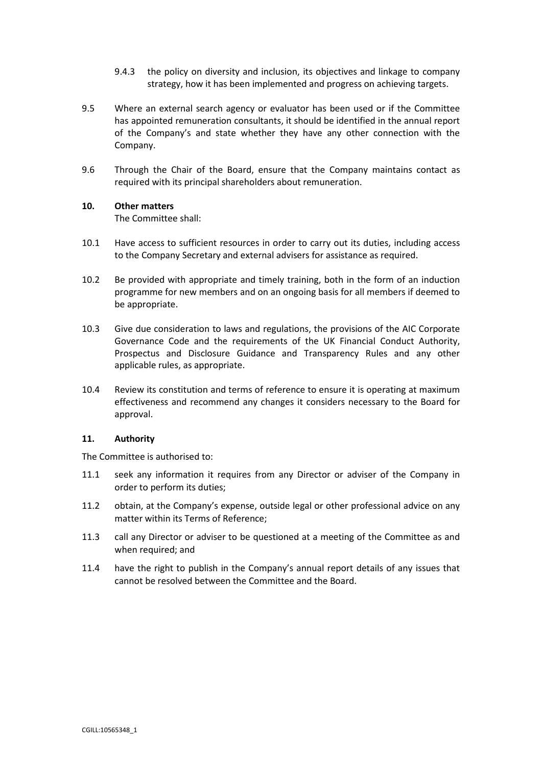9.4.3 the policy on diversity and inclusion, its objectives and linkage to company strategy, how it has been implemented and progress on achieving targets.

9.5 Where an external search agency or evaluator has been used or if the Committee has appointed remuneration consultants, it should be identified in the annual report of the Company's and state whether they have any other connection with the Company.

9.6 Through the Chair of the Board, ensure that the Company maintains contact as required with its principal shareholders about remuneration.

**10. Other matters**

The Committee shall:

10.1 Have access to sufficient resources in order to carry out its duties, including access to the Company Secretary and external advisers for assistance as required.

10.2 Be provided with appropriate and timely training, both in the form of an induction programme for new members and on an ongoing basis for all members if deemed to be appropriate.

10.3 Give due consideration to laws and regulations, the provisions of the AIC Corporate Governance Code and the requirements of the UK Financial Conduct Authority, Prospectus and Disclosure Guidance and Transparency Rules and any other applicable rules, as appropriate.

10.4 Review its constitution and terms of reference to ensure it is operating at maximum effectiveness and recommend any changes it considers necessary to the Board for approval.

**11. Authority**

The Committee is authorised to:

11.1 seek any information it requires from any Director or adviser of the Company in order to perform its duties;

11.2 obtain, at the Company's expense, outside legal or other professional advice on any matter within its Terms of Reference;

11.3 call any Director or adviser to be questioned at a meeting of the Committee as and when required; and

11.4 have the right to publish in the Company's annual report details of any issues that cannot be resolved between the Committee and the Board.